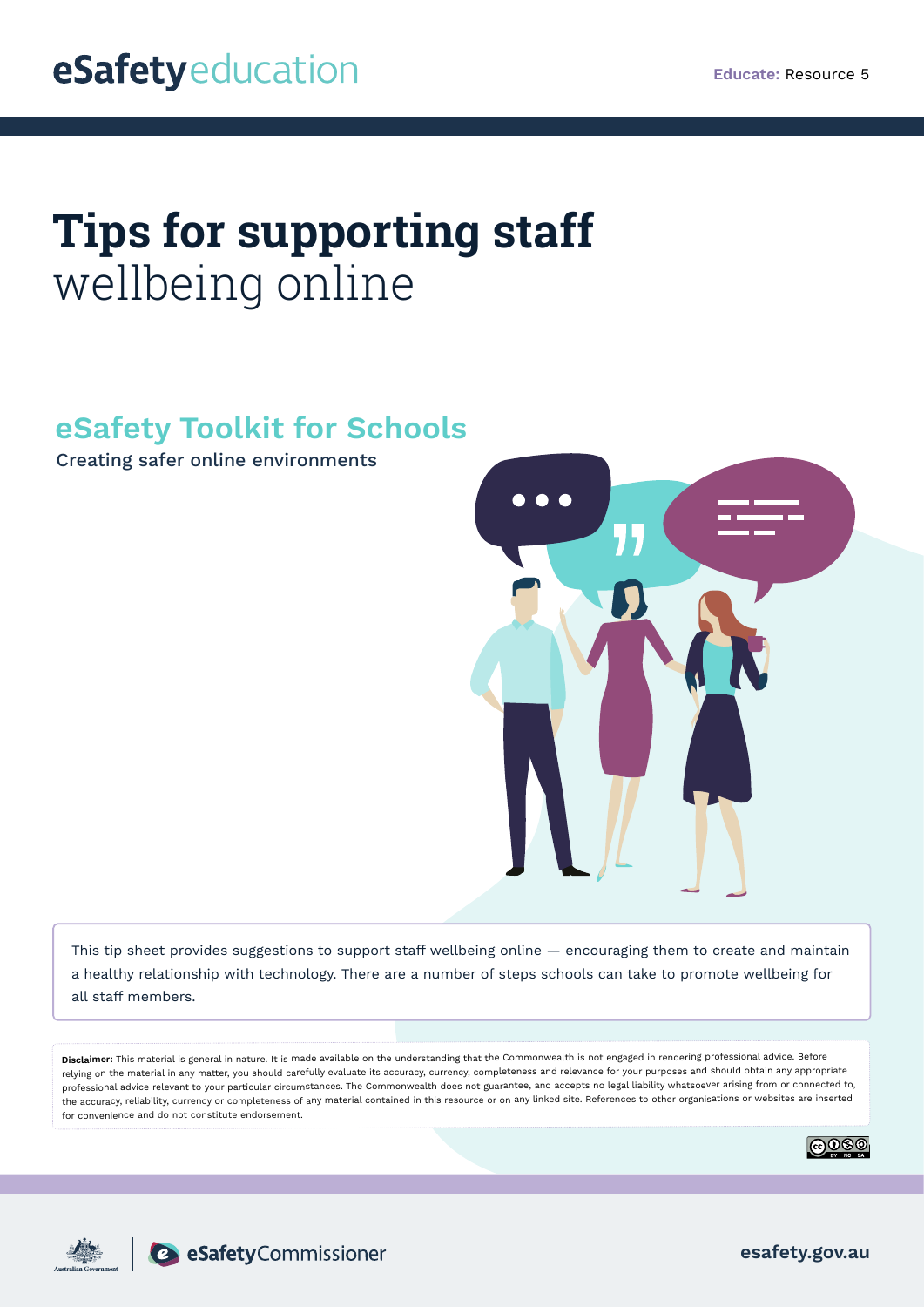eSafetyeducation

**Educate:** Resource 5

# Tips for supporting staff wellbeing online

## eSafety Toolkit for Schools

Creating safer online environments

This tip sheet provides suggestions to support staff wellbeing online — encouraging them to create and maintain a healthy relationship with technology. There are a number of steps schools can take to promote wellbeing for all staff members.

**Disclaimer:** This material is general in nature. It is made available on the understanding that the Commonwealth is not engaged in rendering professional advice. Before relying on the material in any matter, you should carefully evaluate its accuracy, currency, completeness and relevance for your purposes and should obtain any appropriate professional advice relevant to your particular circumstances. The Commonwealth does not guarantee, and accepts no legal liability whatsoever arising from or connected to, the accuracy, reliability, currency or completeness of any material contained in this resource or on any linked site. References to other organisations or websites are inserted for convenience and do not constitute endorsement.

Australian Government | eSafetyCommissioner

esafety.gov.au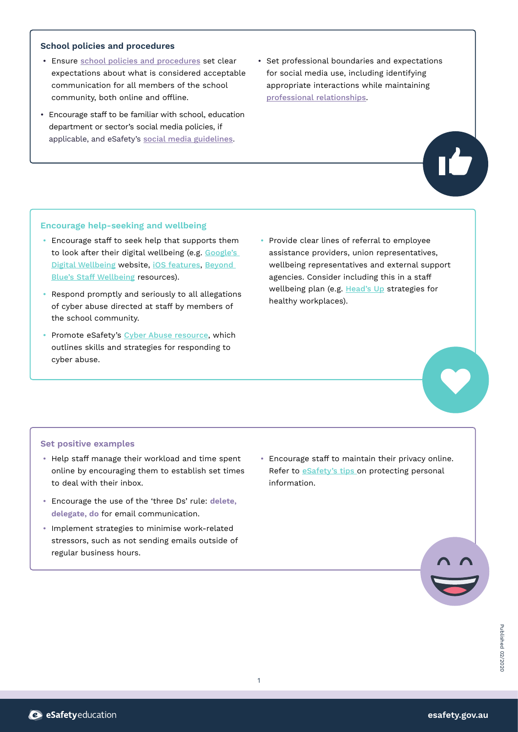### School policies and procedures

- Ensure school policies and procedures set clear expectations about what is considered acceptable communication for all members of the school community, both online and offline.
- Encourage staff to be familiar with school, education department or sector's social media policies, if applicable, and eSafety's social media guidelines.
- Set professional boundaries and expectations for social media use, including identifying appropriate interactions while maintaining professional relationships.

### Encourage help-seeking and wellbeing

- Encourage staff to seek help that supports them to look after their digital wellbeing (e.g. Google's Digital Wellbeing website, iOS features, Beyond Blue's Staff Wellbeing resources).
- Respond promptly and seriously to all allegations of cyber abuse directed at staff by members of the school community.
- Promote eSafety's Cyber Abuse resource, which outlines skills and strategies for responding to cyber abuse.
- Provide clear lines of referral to employee assistance providers, union representatives, wellbeing representatives and external support agencies. Consider including this in a staff wellbeing plan (e.g. Head's Up strategies for healthy workplaces).

### Set positive examples

- Help staff manage their workload and time spent online by encouraging them to establish set times to deal with their inbox.
- Encourage the use of the 'three Ds' rule: **delete, delegate, do** for email communication.
- Implement strategies to minimise work-related stressors, such as not sending emails outside of regular business hours.
- Encourage staff to maintain their privacy online. Refer to eSafety's tips on protecting personal information.

Published 02/2020